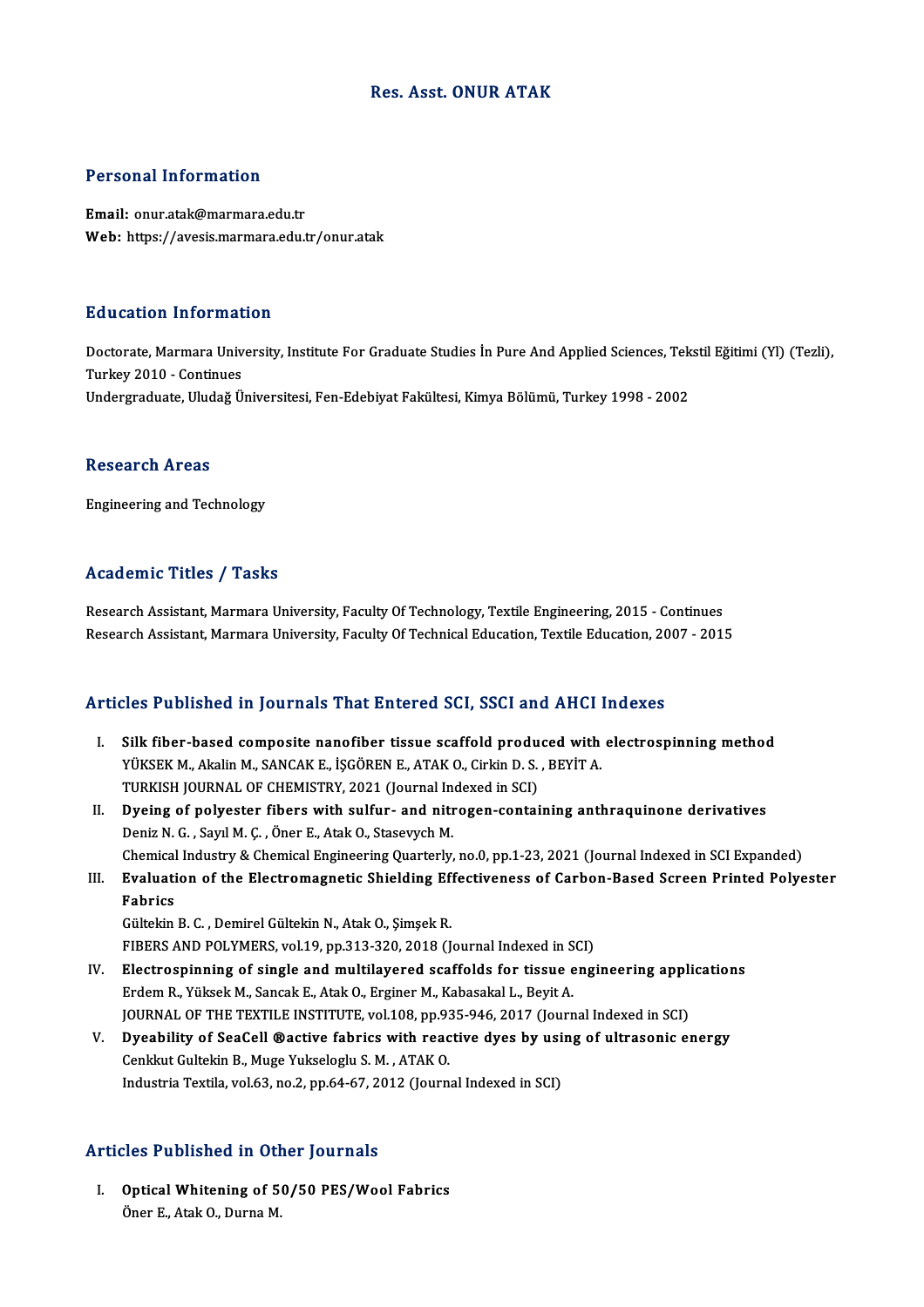# Res. Asst. ONUR ATAK

## Personal Information

**Email:** onur.atak@marmara.edu.tr
**Web:** https://avesis.marmara.edu.tr/onur.atak

## Education Information

Doctorate, Marmara University, Institute For Graduate Studies İn Pure And Applied Sciences, Tekstil Eğitimi (Yl) (Tezli), Turkey 2010 - Continues
Undergraduate, Uludağ Üniversitesi, Fen-Edebiyat Fakültesi, Kimya Bölümü, Turkey 1998 - 2002

## Research Areas

Engineering and Technology

## Academic Titles / Tasks

Research Assistant, Marmara University, Faculty Of Technology, Textile Engineering, 2015 - Continues
Research Assistant, Marmara University, Faculty Of Technical Education, Textile Education, 2007 - 2015

## Articles Published in Journals That Entered SCI, SSCI and AHCI Indexes

I. **Silk fiber-based composite nanofiber tissue scaffold produced with electrospinning method**
YÜKSEK M., Akalin M., SANCAK E., İŞGÖREN E., ATAK O., Cirkin D. S. , BEYİT A.
TURKISH JOURNAL OF CHEMISTRY, 2021 (Journal Indexed in SCI)

II. **Dyeing of polyester fibers with sulfur- and nitrogen-containing anthraquinone derivatives**
Deniz N. G. , Sayıl M. Ç. , Öner E., Atak O., Stasevych M.
Chemical Industry & Chemical Engineering Quarterly, no.0, pp.1-23, 2021 (Journal Indexed in SCI Expanded)

III. **Evaluation of the Electromagnetic Shielding Effectiveness of Carbon-Based Screen Printed Polyester Fabrics**
Gültekin B. C. , Demirel Gültekin N., Atak O., Şimşek R.
FIBERS AND POLYMERS, vol.19, pp.313-320, 2018 (Journal Indexed in SCI)

IV. **Electrospinning of single and multilayered scaffolds for tissue engineering applications**
Erdem R., Yüksek M., Sancak E., Atak O., Erginer M., Kabasakal L., Beyit A.
JOURNAL OF THE TEXTILE INSTITUTE, vol.108, pp.935-946, 2017 (Journal Indexed in SCI)

V. **Dyeability of SeaCell ®active fabrics with reactive dyes by using of ultrasonic energy**
Cenkkut Gultekin B., Muge Yukseloglu S. M. , ATAK O.
Industria Textila, vol.63, no.2, pp.64-67, 2012 (Journal Indexed in SCI)

## Articles Published in Other Journals

I. **Optical Whitening of 50/50 PES/Wool Fabrics**
Öner E., Atak O., Durna M.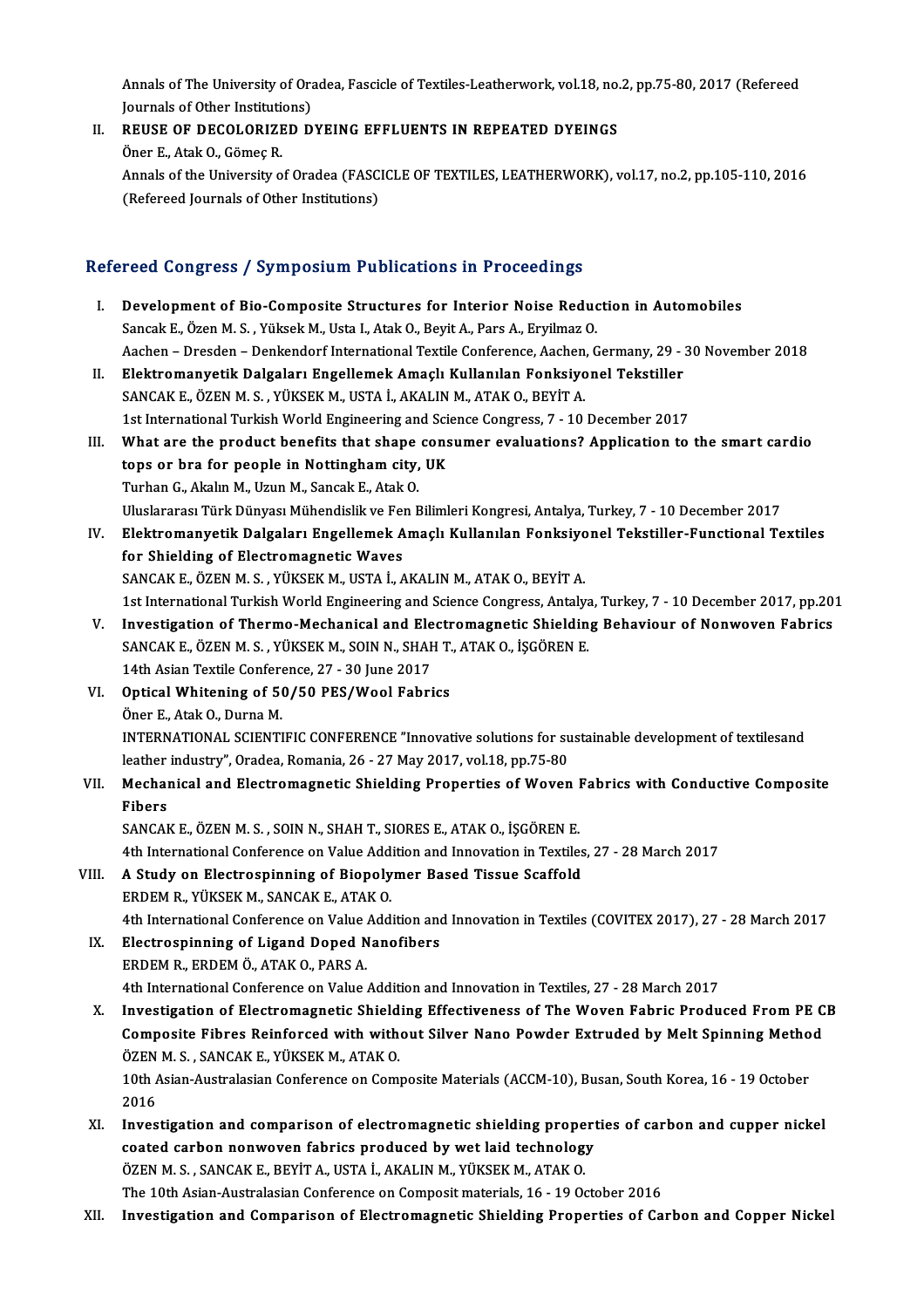Annals of The University of Oradea, Fascicle of Textiles-Leatherwork, vol.18, no.2, pp.75-80, 2017 (Refereed Journals of Other Institutions)

II. **REUSE OF DECOLORIZED DYEING EFFLUENTS IN REPEATED DYEINGS**
Öner E., Atak O., Gömeç R.
Annals of the University of Oradea (FASCICLE OF TEXTILES, LEATHERWORK), vol.17, no.2, pp.105-110, 2016 (Refereed Journals of Other Institutions)

## Refereed Congress / Symposium Publications in Proceedings

I. **Development of Bio-Composite Structures for Interior Noise Reduction in Automobiles**
Sancak E., Özen M. S. , Yüksek M., Usta I., Atak O., Beyit A., Pars A., Eryilmaz O.
Aachen – Dresden – Denkendorf International Textile Conference, Aachen, Germany, 29 - 30 November 2018

II. **Elektromanyetik Dalgaları Engellemek Amaçlı Kullanılan Fonksiyonel Tekstiller**
SANCAK E., ÖZEN M. S. , YÜKSEK M., USTA İ., AKALIN M., ATAK O., BEYİT A.
1st International Turkish World Engineering and Science Congress, 7 - 10 December 2017

III. **What are the product benefits that shape consumer evaluations? Application to the smart cardio tops or bra for people in Nottingham city, UK**
Turhan G., Akalın M., Uzun M., Sancak E., Atak O.
Uluslararası Türk Dünyası Mühendislik ve Fen Bilimleri Kongresi, Antalya, Turkey, 7 - 10 December 2017

IV. **Elektromanyetik Dalgaları Engellemek Amaçlı Kullanılan Fonksiyonel Tekstiller-Functional Textiles for Shielding of Electromagnetic Waves**
SANCAK E., ÖZEN M. S. , YÜKSEK M., USTA İ., AKALIN M., ATAK O., BEYİT A.
1st International Turkish World Engineering and Science Congress, Antalya, Turkey, 7 - 10 December 2017, pp.201

V. **Investigation of Thermo-Mechanical and Electromagnetic Shielding Behaviour of Nonwoven Fabrics**
SANCAK E., ÖZEN M. S. , YÜKSEK M., SOIN N., SHAH T., ATAK O., İŞGÖREN E.
14th Asian Textile Conference, 27 - 30 June 2017

VI. **Optical Whitening of 50/50 PES/Wool Fabrics**
Öner E., Atak O., Durna M.
INTERNATIONAL SCIENTIFIC CONFERENCE "Innovative solutions for sustainable development of textilesand leather industry", Oradea, Romania, 26 - 27 May 2017, vol.18, pp.75-80

VII. **Mechanical and Electromagnetic Shielding Properties of Woven Fabrics with Conductive Composite Fibers**
SANCAK E., ÖZEN M. S. , SOIN N., SHAH T., SIORES E., ATAK O., İŞGÖREN E.
4th International Conference on Value Addition and Innovation in Textiles, 27 - 28 March 2017

VIII. **A Study on Electrospinning of Biopolymer Based Tissue Scaffold**
ERDEM R., YÜKSEK M., SANCAK E., ATAK O.
4th International Conference on Value Addition and Innovation in Textiles (COVITEX 2017), 27 - 28 March 2017

IX. **Electrospinning of Ligand Doped Nanofibers**
ERDEM R., ERDEM Ö., ATAK O., PARS A.
4th International Conference on Value Addition and Innovation in Textiles, 27 - 28 March 2017

X. **Investigation of Electromagnetic Shielding Effectiveness of The Woven Fabric Produced From PE CB Composite Fibres Reinforced with without Silver Nano Powder Extruded by Melt Spinning Method**
ÖZEN M. S. , SANCAK E., YÜKSEK M., ATAK O.
10th Asian-Australasian Conference on Composite Materials (ACCM-10), Busan, South Korea, 16 - 19 October 2016

XI. **Investigation and comparison of electromagnetic shielding properties of carbon and cupper nickel coated carbon nonwoven fabrics produced by wet laid technology**
ÖZEN M. S. , SANCAK E., BEYİT A., USTA İ., AKALIN M., YÜKSEK M., ATAK O.
The 10th Asian-Australasian Conference on Composit materials, 16 - 19 October 2016

XII. **Investigation and Comparison of Electromagnetic Shielding Properties of Carbon and Copper Nickel**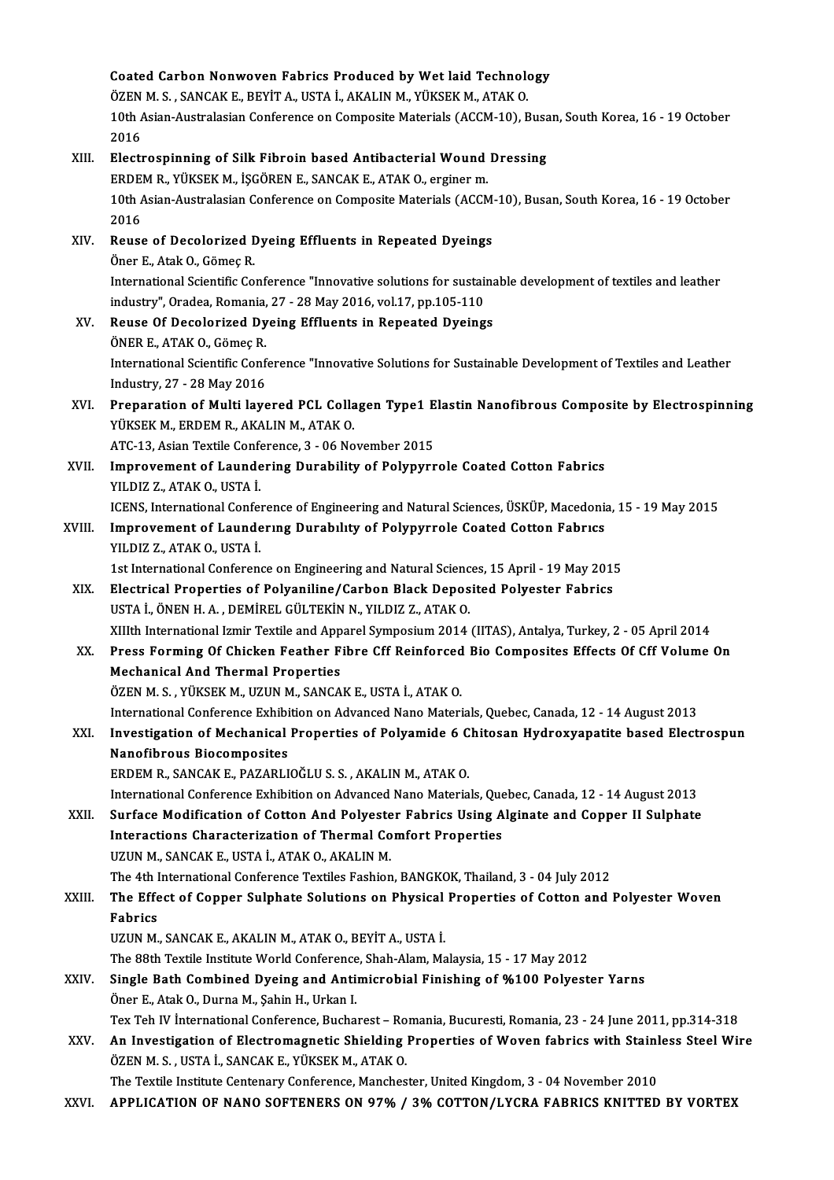Coated Carbon Nonwoven Fabrics Produced by Wet laid Technology
ÖZEN M. S. , SANCAK E., BEYİT A., USTA İ., AKALIN M., YÜKSEK M., ATAK O.
10th Asian-Australasian Conference on Composite Materials (ACCM-10), Busan, South Korea, 16 - 19 October 2016

XIII. **Electrospinning of Silk Fibroin based Antibacterial Wound Dressing**
ERDEM R., YÜKSEK M., İŞGÖREN E., SANCAK E., ATAK O., erginer m.
10th Asian-Australasian Conference on Composite Materials (ACCM-10), Busan, South Korea, 16 - 19 October 2016

XIV. **Reuse of Decolorized Dyeing Effluents in Repeated Dyeings**
Öner E., Atak O., Gömeç R.
International Scientific Conference "Innovative solutions for sustainable development of textiles and leather industry", Oradea, Romania, 27 - 28 May 2016, vol.17, pp.105-110

XV. **Reuse Of Decolorized Dyeing Effluents in Repeated Dyeings**
ÖNER E., ATAK O., Gömeç R.
International Scientific Conference "Innovative Solutions for Sustainable Development of Textiles and Leather Industry, 27 - 28 May 2016

XVI. **Preparation of Multi layered PCL Collagen Type1 Elastin Nanofibrous Composite by Electrospinning**
YÜKSEK M., ERDEM R., AKALIN M., ATAK O.
ATC-13, Asian Textile Conference, 3 - 06 November 2015

XVII. **Improvement of Laundering Durability of Polypyrrole Coated Cotton Fabrics**
YILDIZ Z., ATAK O., USTA İ.
ICENS, International Conference of Engineering and Natural Sciences, ÜSKÜP, Macedonia, 15 - 19 May 2015

XVIII. **Improvement of Launderıng Durabılıty of Polypyrrole Coated Cotton Fabrıcs**
YILDIZ Z., ATAK O., USTA İ.
1st International Conference on Engineering and Natural Sciences, 15 April - 19 May 2015

XIX. **Electrical Properties of Polyaniline/Carbon Black Deposited Polyester Fabrics**
USTA İ., ÖNEN H. A. , DEMİREL GÜLTEKİN N., YILDIZ Z., ATAK O.
XIIIth International Izmir Textile and Apparel Symposium 2014 (IITAS), Antalya, Turkey, 2 - 05 April 2014

XX. **Press Forming Of Chicken Feather Fibre Cff Reinforced Bio Composites Effects Of Cff Volume On Mechanical And Thermal Properties**
ÖZEN M. S. , YÜKSEK M., UZUN M., SANCAK E., USTA İ., ATAK O.
International Conference Exhibition on Advanced Nano Materials, Quebec, Canada, 12 - 14 August 2013

XXI. **Investigation of Mechanical Properties of Polyamide 6 Chitosan Hydroxyapatite based Electrospun Nanofibrous Biocomposites**
ERDEM R., SANCAK E., PAZARLIOĞLU S. S. , AKALIN M., ATAK O.
International Conference Exhibition on Advanced Nano Materials, Quebec, Canada, 12 - 14 August 2013

XXII. **Surface Modification of Cotton And Polyester Fabrics Using Alginate and Copper II Sulphate Interactions Characterization of Thermal Comfort Properties**
UZUN M., SANCAK E., USTA İ., ATAK O., AKALIN M.
The 4th International Conference Textiles Fashion, BANGKOK, Thailand, 3 - 04 July 2012

XXIII. **The Effect of Copper Sulphate Solutions on Physical Properties of Cotton and Polyester Woven Fabrics**
UZUN M., SANCAK E., AKALIN M., ATAK O., BEYİT A., USTA İ.
The 88th Textile Institute World Conference, Shah-Alam, Malaysia, 15 - 17 May 2012

XXIV. **Single Bath Combined Dyeing and Antimicrobial Finishing of %100 Polyester Yarns**
Öner E., Atak O., Durna M., Şahin H., Urkan I.
Tex Teh IV İnternational Conference, Bucharest – Romania, Bucuresti, Romania, 23 - 24 June 2011, pp.314-318

XXV. **An Investigation of Electromagnetic Shielding Properties of Woven fabrics with Stainless Steel Wire**
ÖZEN M. S. , USTA İ., SANCAK E., YÜKSEK M., ATAK O.
The Textile Institute Centenary Conference, Manchester, United Kingdom, 3 - 04 November 2010

XXVI. **APPLICATION OF NANO SOFTENERS ON 97% / 3% COTTON/LYCRA FABRICS KNITTED BY VORTEX**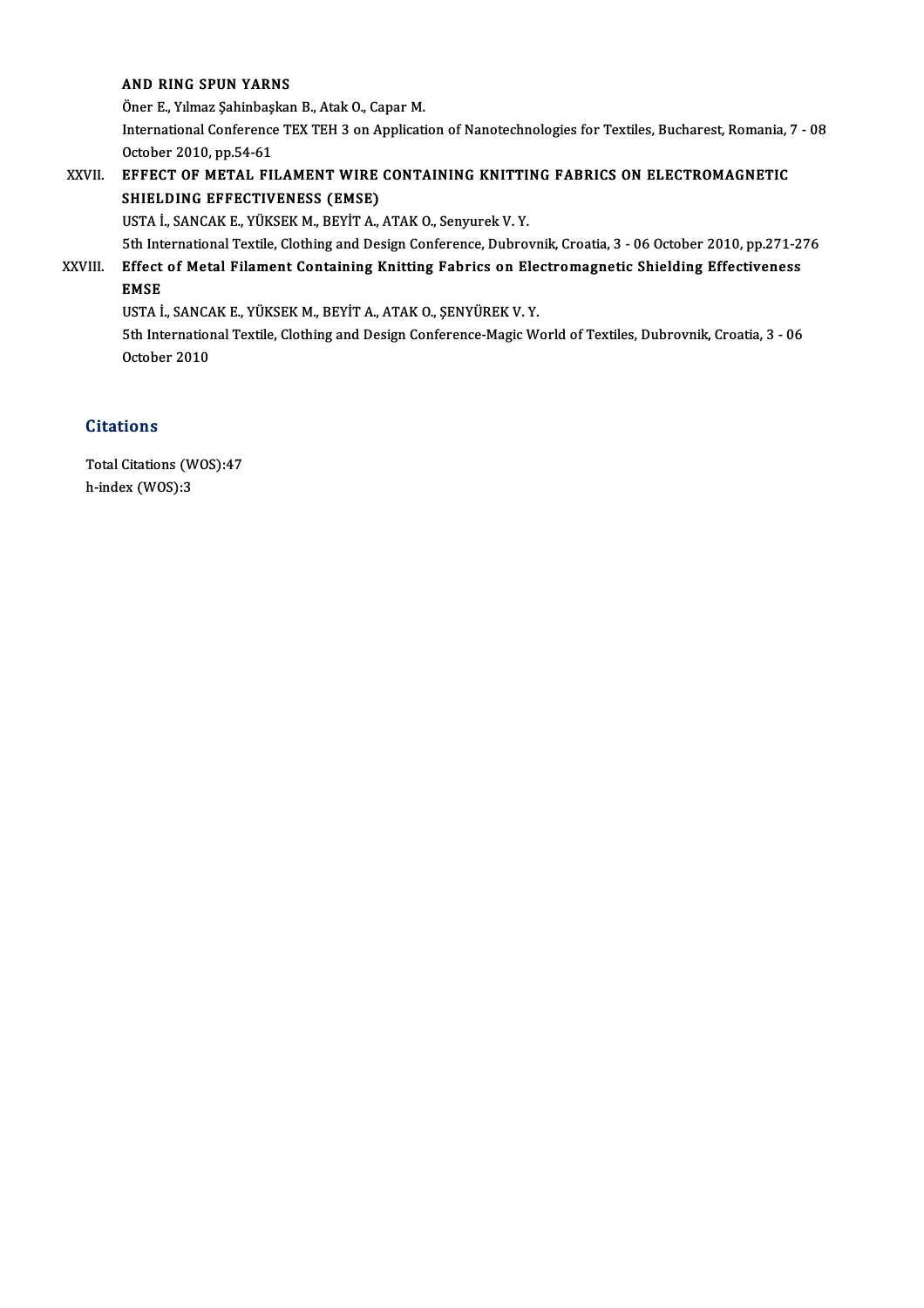AND RING SPUN YARNS
Öner E., Yılmaz Şahinbaşkan B., Atak O., Capar M.
International Conference TEX TEH 3 on Application of Nanotechnologies for Textiles, Bucharest, Romania, 7 - 08 October 2010, pp.54-61

XXVII. **EFFECT OF METAL FILAMENT WIRE CONTAINING KNITTING FABRICS ON ELECTROMAGNETIC SHIELDING EFFECTIVENESS (EMSE)**
USTA İ., SANCAK E., YÜKSEK M., BEYİT A., ATAK O., Senyurek V. Y.
5th International Textile, Clothing and Design Conference, Dubrovnik, Croatia, 3 - 06 October 2010, pp.271-276

XXVIII. **Effect of Metal Filament Containing Knitting Fabrics on Electromagnetic Shielding Effectiveness EMSE**
USTA İ., SANCAK E., YÜKSEK M., BEYİT A., ATAK O., ŞENYÜREK V. Y.
5th International Textile, Clothing and Design Conference-Magic World of Textiles, Dubrovnik, Croatia, 3 - 06 October 2010

## Citations

Total Citations (WOS):47
h-index (WOS):3